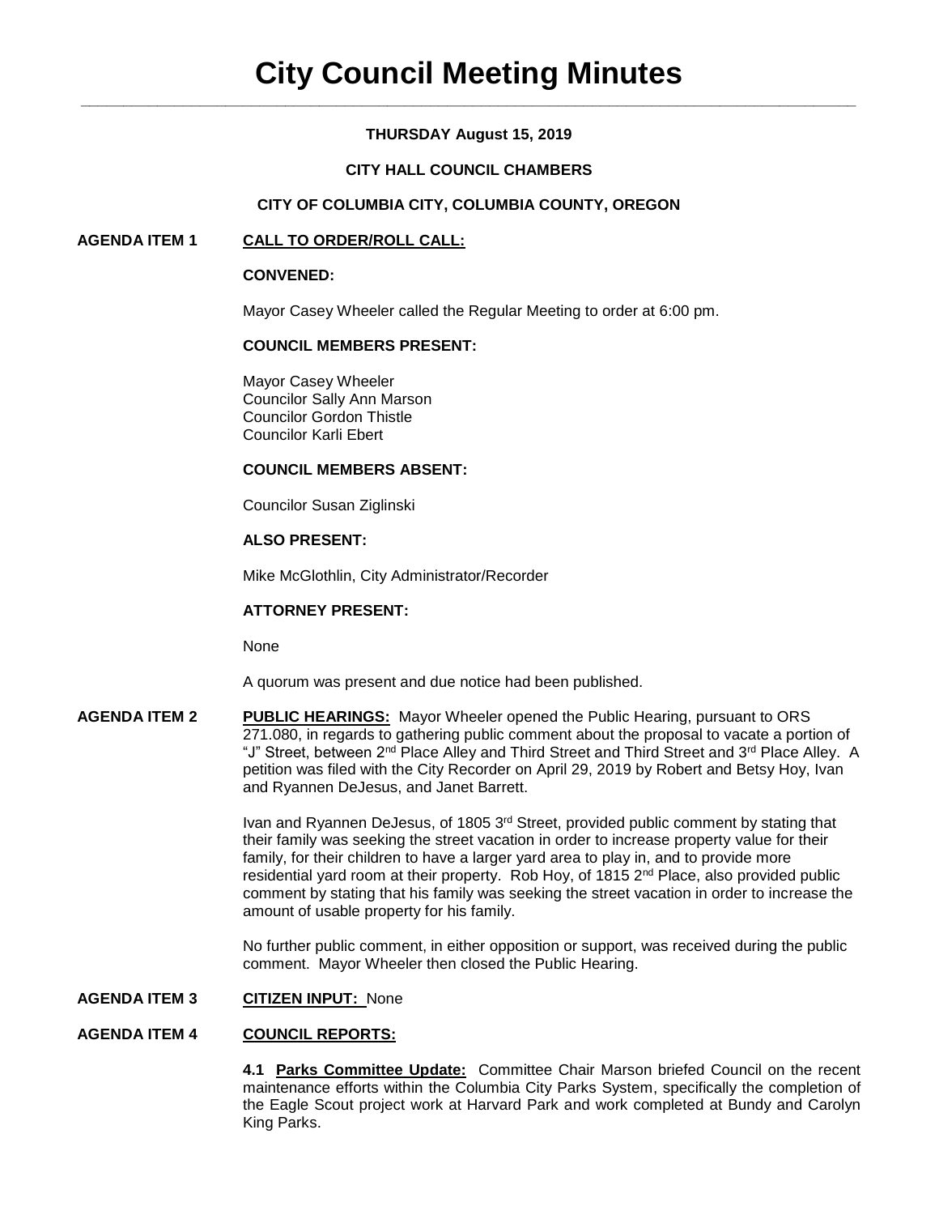# City Council Meeting Minutes

**THURSDAY August 15, 2019**

**CITY HALL COUNCIL CHAMBERS**

**CITY OF COLUMBIA CITY, COLUMBIA COUNTY, OREGON**

**AGENDA ITEM 1** **CALL TO ORDER/ROLL CALL:**

**CONVENED:**

Mayor Casey Wheeler called the Regular Meeting to order at 6:00 pm.

**COUNCIL MEMBERS PRESENT:**

Mayor Casey Wheeler
Councilor Sally Ann Marson
Councilor Gordon Thistle
Councilor Karli Ebert

**COUNCIL MEMBERS ABSENT:**

Councilor Susan Ziglinski

**ALSO PRESENT:**

Mike McGlothlin, City Administrator/Recorder

**ATTORNEY PRESENT:**

None

A quorum was present and due notice had been published.

**AGENDA ITEM 2** **PUBLIC HEARINGS:** Mayor Wheeler opened the Public Hearing, pursuant to ORS 271.080, in regards to gathering public comment about the proposal to vacate a portion of "J" Street, between 2nd Place Alley and Third Street and Third Street and 3rd Place Alley. A petition was filed with the City Recorder on April 29, 2019 by Robert and Betsy Hoy, Ivan and Ryannen DeJesus, and Janet Barrett.

Ivan and Ryannen DeJesus, of 1805 3rd Street, provided public comment by stating that their family was seeking the street vacation in order to increase property value for their family, for their children to have a larger yard area to play in, and to provide more residential yard room at their property. Rob Hoy, of 1815 2nd Place, also provided public comment by stating that his family was seeking the street vacation in order to increase the amount of usable property for his family.

No further public comment, in either opposition or support, was received during the public comment. Mayor Wheeler then closed the Public Hearing.

**AGENDA ITEM 3** **CITIZEN INPUT:** None

**AGENDA ITEM 4** **COUNCIL REPORTS:**

**4.1 Parks Committee Update:** Committee Chair Marson briefed Council on the recent maintenance efforts within the Columbia City Parks System, specifically the completion of the Eagle Scout project work at Harvard Park and work completed at Bundy and Carolyn King Parks.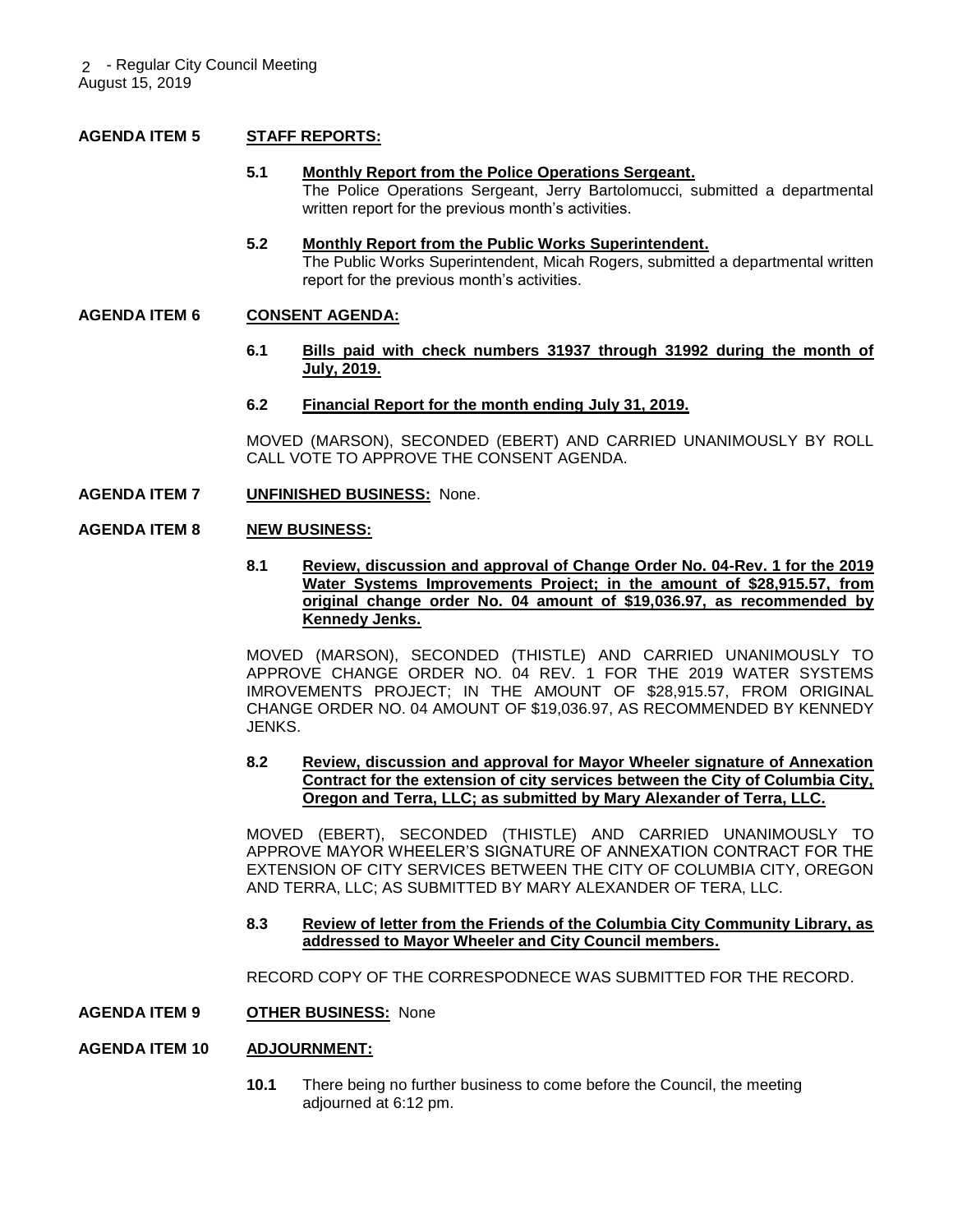**AGENDA ITEM 5 STAFF REPORTS:**

**5.1 Monthly Report from the Police Operations Sergeant.**
The Police Operations Sergeant, Jerry Bartolomucci, submitted a departmental written report for the previous month's activities.

**5.2 Monthly Report from the Public Works Superintendent.**
The Public Works Superintendent, Micah Rogers, submitted a departmental written report for the previous month's activities.

**AGENDA ITEM 6 CONSENT AGENDA:**

**6.1 Bills paid with check numbers 31937 through 31992 during the month of July, 2019.**

**6.2 Financial Report for the month ending July 31, 2019.**

MOVED (MARSON), SECONDED (EBERT) AND CARRIED UNANIMOUSLY BY ROLL CALL VOTE TO APPROVE THE CONSENT AGENDA.

**AGENDA ITEM 7 UNFINISHED BUSINESS:** None.

**AGENDA ITEM 8 NEW BUSINESS:**

**8.1 Review, discussion and approval of Change Order No. 04-Rev. 1 for the 2019 Water Systems Improvements Project; in the amount of $28,915.57, from original change order No. 04 amount of $19,036.97, as recommended by Kennedy Jenks.**

MOVED (MARSON), SECONDED (THISTLE) AND CARRIED UNANIMOUSLY TO APPROVE CHANGE ORDER NO. 04 REV. 1 FOR THE 2019 WATER SYSTEMS IMROVEMENTS PROJECT; IN THE AMOUNT OF $28,915.57, FROM ORIGINAL CHANGE ORDER NO. 04 AMOUNT OF $19,036.97, AS RECOMMENDED BY KENNEDY JENKS.

**8.2 Review, discussion and approval for Mayor Wheeler signature of Annexation Contract for the extension of city services between the City of Columbia City, Oregon and Terra, LLC; as submitted by Mary Alexander of Terra, LLC.**

MOVED (EBERT), SECONDED (THISTLE) AND CARRIED UNANIMOUSLY TO APPROVE MAYOR WHEELER'S SIGNATURE OF ANNEXATION CONTRACT FOR THE EXTENSION OF CITY SERVICES BETWEEN THE CITY OF COLUMBIA CITY, OREGON AND TERRA, LLC; AS SUBMITTED BY MARY ALEXANDER OF TERA, LLC.

**8.3 Review of letter from the Friends of the Columbia City Community Library, as addressed to Mayor Wheeler and City Council members.**

RECORD COPY OF THE CORRESPODNECE WAS SUBMITTED FOR THE RECORD.

**AGENDA ITEM 9 OTHER BUSINESS:** None

**AGENDA ITEM 10 ADJOURNMENT:**

**10.1** There being no further business to come before the Council, the meeting adjourned at 6:12 pm.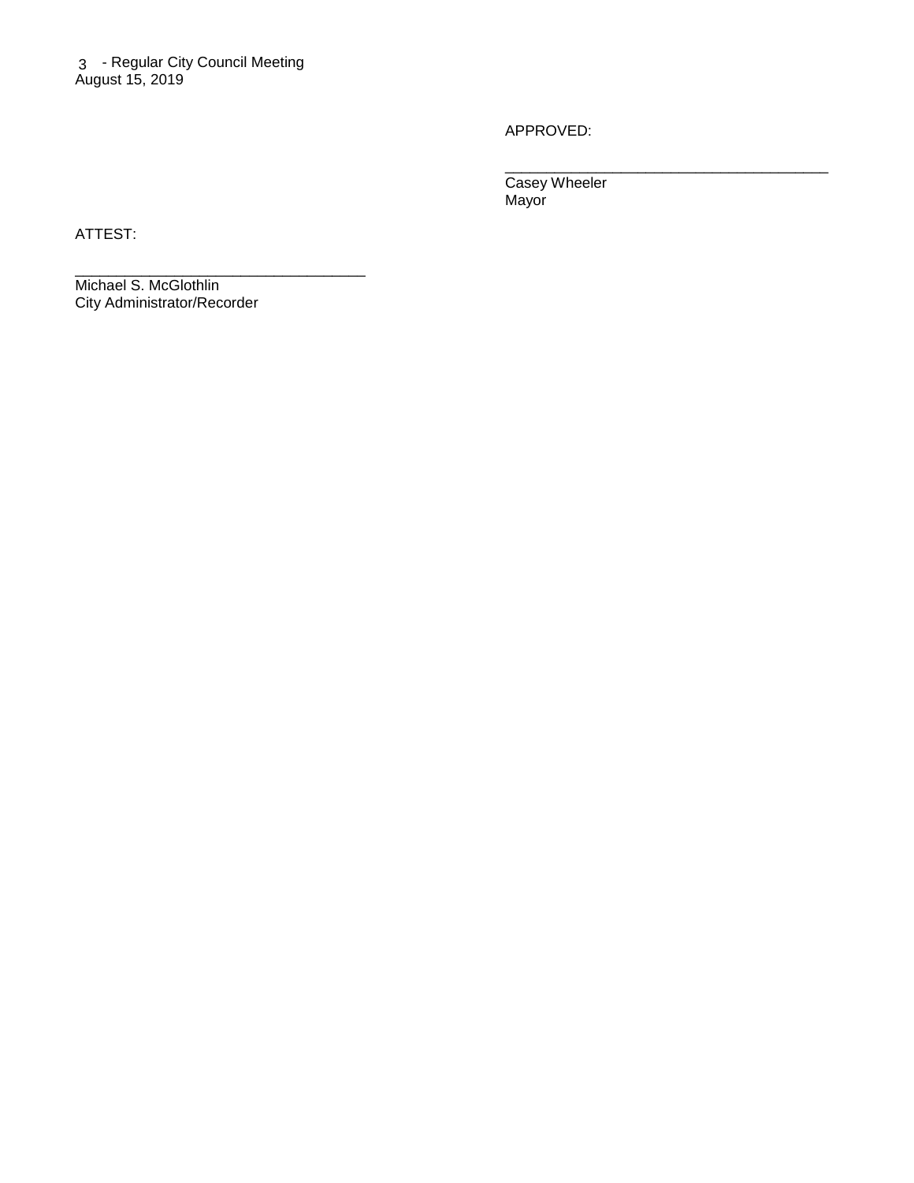APPROVED:

\_\_\_\_\_\_\_\_\_\_\_\_\_\_\_\_\_\_\_\_\_\_\_\_\_\_\_\_\_\_\_\_\_\_\_\_\_\_\_\_

Casey Wheeler
Mayor

ATTEST:

\_\_\_\_\_\_\_\_\_\_\_\_\_\_\_\_\_\_\_\_\_\_\_\_\_\_\_\_\_\_\_\_\_\_\_\_

Michael S. McGlothlin
City Administrator/Recorder